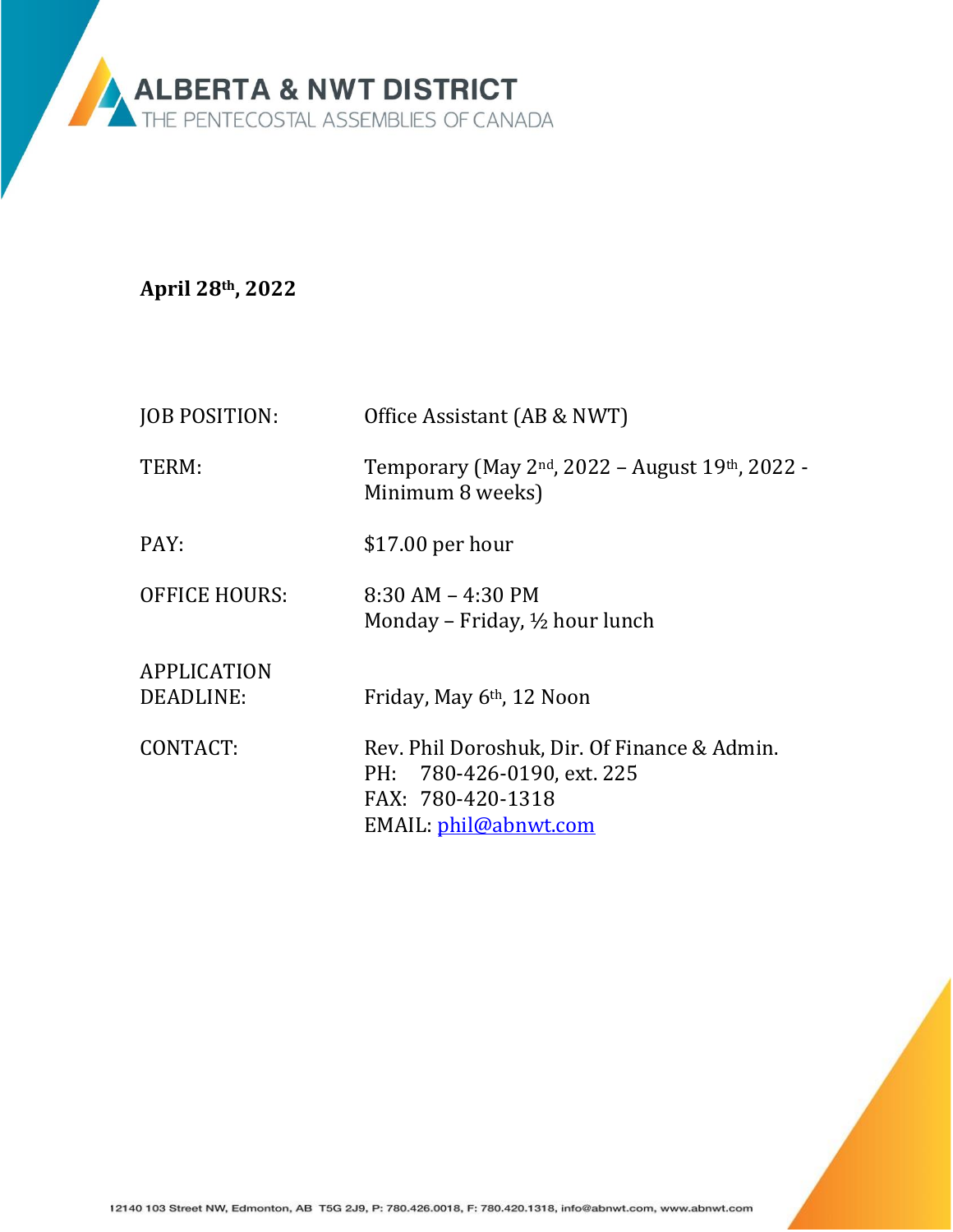**ALBERTA & NWT DISTRICT**
THE PENTECOSTAL ASSEMBLIES OF CANADA

**April 28th, 2022**

| | |
|---|---|
| JOB POSITION: | Office Assistant (AB & NWT) |
| TERM: | Temporary (May 2nd, 2022 – August 19th, 2022 - Minimum 8 weeks) |
| PAY: | $17.00 per hour |
| OFFICE HOURS: | 8:30 AM – 4:30 PM<br>Monday – Friday, ½ hour lunch |
| APPLICATION DEADLINE: | Friday, May 6th, 12 Noon |
| CONTACT: | Rev. Phil Doroshuk, Dir. Of Finance & Admin.<br>PH: 780-426-0190, ext. 225<br>FAX: 780-420-1318<br>EMAIL: phil@abnwt.com |

12140 103 Street NW, Edmonton, AB T5G 2J9, P: 780.426.0018, F: 780.420.1318, info@abnwt.com, www.abnwt.com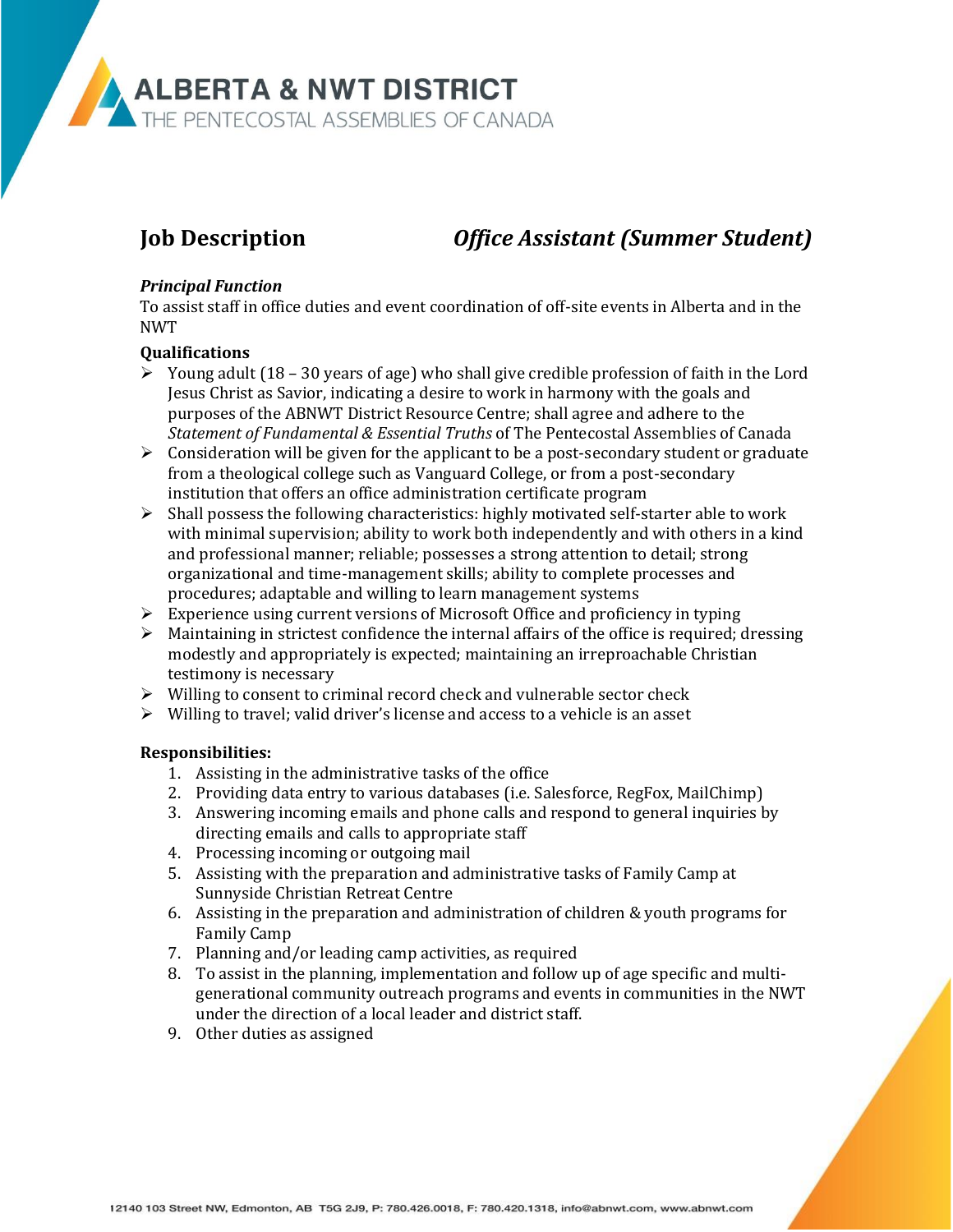# ALBERTA & NWT DISTRICT
THE PENTECOSTAL ASSEMBLIES OF CANADA

## Job Description — *Office Assistant (Summer Student)*

***Principal Function***

To assist staff in office duties and event coordination of off-site events in Alberta and in the NWT

**Qualifications**

- Young adult (18 – 30 years of age) who shall give credible profession of faith in the Lord Jesus Christ as Savior, indicating a desire to work in harmony with the goals and purposes of the ABNWT District Resource Centre; shall agree and adhere to the *Statement of Fundamental & Essential Truths* of The Pentecostal Assemblies of Canada
- Consideration will be given for the applicant to be a post-secondary student or graduate from a theological college such as Vanguard College, or from a post-secondary institution that offers an office administration certificate program
- Shall possess the following characteristics: highly motivated self-starter able to work with minimal supervision; ability to work both independently and with others in a kind and professional manner; reliable; possesses a strong attention to detail; strong organizational and time-management skills; ability to complete processes and procedures; adaptable and willing to learn management systems
- Experience using current versions of Microsoft Office and proficiency in typing
- Maintaining in strictest confidence the internal affairs of the office is required; dressing modestly and appropriately is expected; maintaining an irreproachable Christian testimony is necessary
- Willing to consent to criminal record check and vulnerable sector check
- Willing to travel; valid driver's license and access to a vehicle is an asset

**Responsibilities:**

1. Assisting in the administrative tasks of the office
2. Providing data entry to various databases (i.e. Salesforce, RegFox, MailChimp)
3. Answering incoming emails and phone calls and respond to general inquiries by directing emails and calls to appropriate staff
4. Processing incoming or outgoing mail
5. Assisting with the preparation and administrative tasks of Family Camp at Sunnyside Christian Retreat Centre
6. Assisting in the preparation and administration of children & youth programs for Family Camp
7. Planning and/or leading camp activities, as required
8. To assist in the planning, implementation and follow up of age specific and multi-generational community outreach programs and events in communities in the NWT under the direction of a local leader and district staff.
9. Other duties as assigned

12140 103 Street NW, Edmonton, AB T5G 2J9, P: 780.426.0018, F: 780.420.1318, info@abnwt.com, www.abnwt.com